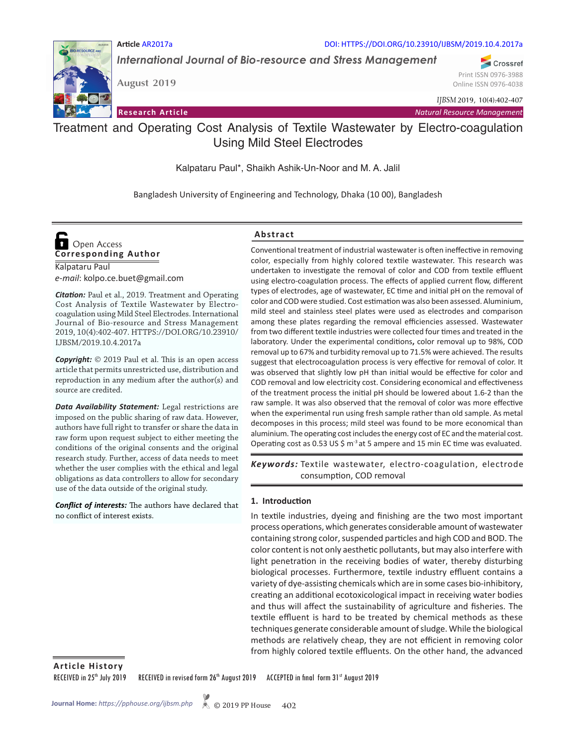Article AR2017a

DOI: HTTPS://DOI.ORG/10.23910/IJBSM/2019.10.4.2017a

*International Journal of Bio-resource and Stress Management*

August 2019

Print ISSN 0976-3988
Online ISSN 0976-4038

**Research Article** — *Natural Resource Management*

# Treatment and Operating Cost Analysis of Textile Wastewater by Electro-coagulation Using Mild Steel Electrodes

Kalpataru Paul*, Shaikh Ashik-Un-Noor and M. A. Jalil

Bangladesh University of Engineering and Technology, Dhaka (10 00), Bangladesh

Open Access

**Corresponding Author**

Kalpataru Paul
*e-mail*: kolpo.ce.buet@gmail.com

***Citation:*** Paul et al., 2019. Treatment and Operating Cost Analysis of Textile Wastewater by Electro-coagulation using Mild Steel Electrodes. International Journal of Bio-resource and Stress Management 2019, 10(4):402-407. HTTPS://DOI.ORG/10.23910/IJBSM/2019.10.4.2017a

***Copyright:*** © 2019 Paul et al. This is an open access article that permits unrestricted use, distribution and reproduction in any medium after the author(s) and source are credited.

***Data Availability Statement:*** Legal restrictions are imposed on the public sharing of raw data. However, authors have full right to transfer or share the data in raw form upon request subject to either meeting the conditions of the original consents and the original research study. Further, access of data needs to meet whether the user complies with the ethical and legal obligations as data controllers to allow for secondary use of the data outside of the original study.

***Conflict of interests:*** The authors have declared that no conflict of interest exists.

## Abstract

Conventional treatment of industrial wastewater is often ineffective in removing color, especially from highly colored textile wastewater. This research was undertaken to investigate the removal of color and COD from textile effluent using electro-coagulation process. The effects of applied current flow, different types of electrodes, age of wastewater, EC time and initial pH on the removal of color and COD were studied. Cost estimation was also been assessed. Aluminium, mild steel and stainless steel plates were used as electrodes and comparison among these plates regarding the removal efficiencies assessed. Wastewater from two different textile industries were collected four times and treated in the laboratory. Under the experimental conditions**,** color removal up to 98%, COD removal up to 67% and turbidity removal up to 71.5% were achieved. The results suggest that electrocoagulation process is very effective for removal of color. It was observed that slightly low pH than initial would be effective for color and COD removal and low electricity cost. Considering economical and effectiveness of the treatment process the initial pH should be lowered about 1.6-2 than the raw sample. It was also observed that the removal of color was more effective when the experimental run using fresh sample rather than old sample. As metal decomposes in this process; mild steel was found to be more economical than aluminium. The operating cost includes the energy cost of EC and the material cost. Operating cost as 0.53 US $ $m^{-3}$ at 5 ampere and 15 min EC time was evaluated.

***Keywords:*** Textile wastewater, electro-coagulation, electrode consumption, COD removal

## 1. Introduction

In textile industries, dyeing and finishing are the two most important process operations, which generates considerable amount of wastewater containing strong color, suspended particles and high COD and BOD. The color content is not only aesthetic pollutants, but may also interfere with light penetration in the receiving bodies of water, thereby disturbing biological processes. Furthermore, textile industry effluent contains a variety of dye-assisting chemicals which are in some cases bio-inhibitory, creating an additional ecotoxicological impact in receiving water bodies and thus will affect the sustainability of agriculture and fisheries. The textile effluent is hard to be treated by chemical methods as these techniques generate considerable amount of sludge. While the biological methods are relatively cheap, they are not efficient in removing color from highly colored textile effluents. On the other hand, the advanced

**Article History**

RECEIVED in 25th July 2019 RECEIVED in revised form 26th August 2019 ACCEPTED in final form 31st August 2019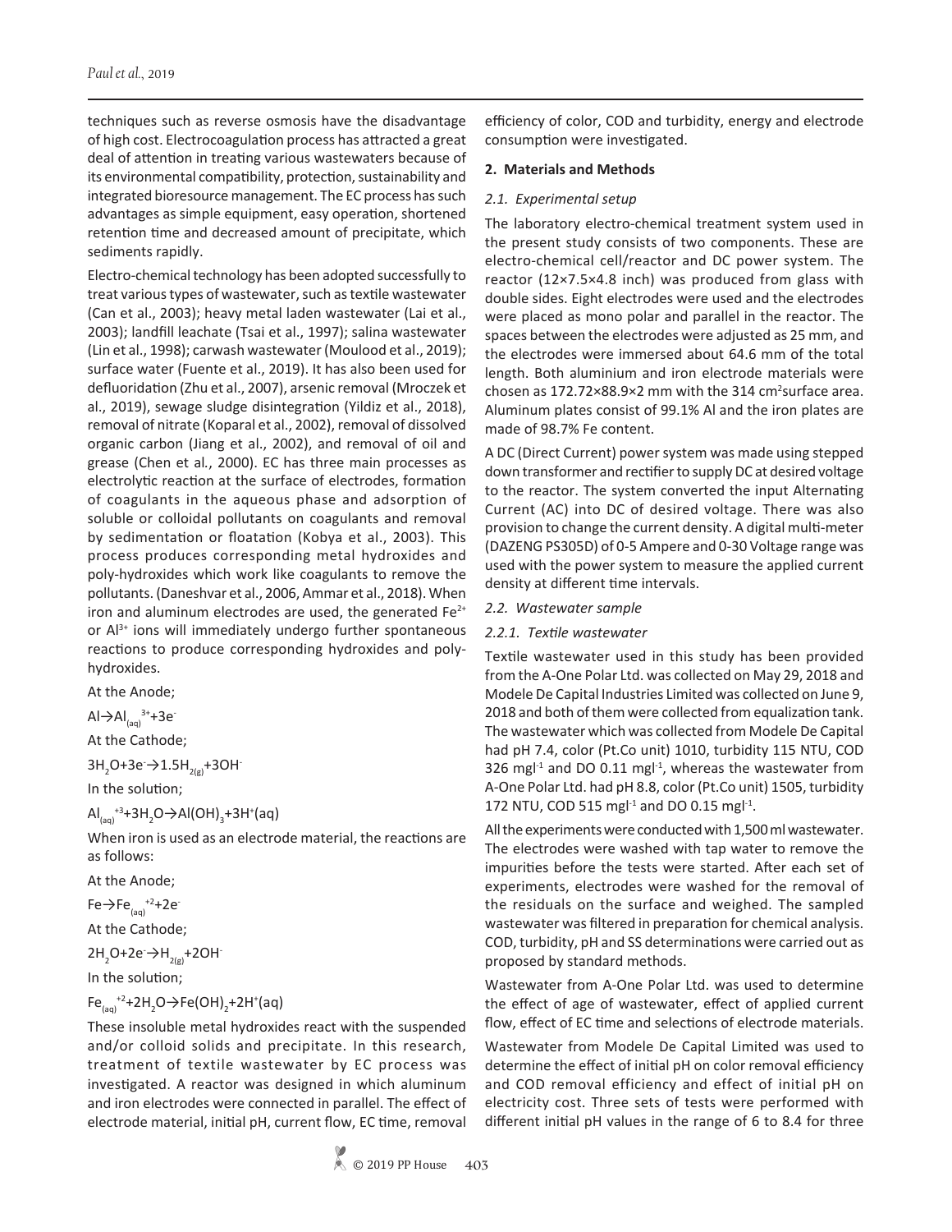techniques such as reverse osmosis have the disadvantage of high cost. Electrocoagulation process has attracted a great deal of attention in treating various wastewaters because of its environmental compatibility, protection, sustainability and integrated bioresource management. The EC process has such advantages as simple equipment, easy operation, shortened retention time and decreased amount of precipitate, which sediments rapidly.

Electro-chemical technology has been adopted successfully to treat various types of wastewater, such as textile wastewater (Can et al., 2003); heavy metal laden wastewater (Lai et al., 2003); landfill leachate (Tsai et al., 1997); salina wastewater (Lin et al., 1998); carwash wastewater (Moulood et al., 2019); surface water (Fuente et al., 2019). It has also been used for defluoridation (Zhu et al., 2007), arsenic removal (Mroczek et al., 2019), sewage sludge disintegration (Yildiz et al., 2018), removal of nitrate (Koparal et al., 2002), removal of dissolved organic carbon (Jiang et al., 2002), and removal of oil and grease (Chen et al., 2000). EC has three main processes as electrolytic reaction at the surface of electrodes, formation of coagulants in the aqueous phase and adsorption of soluble or colloidal pollutants on coagulants and removal by sedimentation or floatation (Kobya et al., 2003). This process produces corresponding metal hydroxides and poly-hydroxides which work like coagulants to remove the pollutants. (Daneshvar et al., 2006, Ammar et al., 2018). When iron and aluminum electrodes are used, the generated $Fe^{2+}$ or $Al^{3+}$ ions will immediately undergo further spontaneous reactions to produce corresponding hydroxides and poly-hydroxides.

At the Anode;

$Al \rightarrow Al_{(aq)}^{3+} + 3e^-$

At the Cathode;

$3H_2O + 3e^- \rightarrow 1.5H_{2(g)} + 3OH^-$

In the solution;

$Al_{(aq)}^{+3} + 3H_2O \rightarrow Al(OH)_3 + 3H^+(aq)$

When iron is used as an electrode material, the reactions are as follows:

At the Anode;

$Fe \rightarrow Fe_{(aq)}^{+2} + 2e^-$

At the Cathode;

$2H_2O + 2e^- \rightarrow H_{2(g)} + 2OH^-$

In the solution;

$Fe_{(aq)}^{+2} + 2H_2O \rightarrow Fe(OH)_2 + 2H^+(aq)$

These insoluble metal hydroxides react with the suspended and/or colloid solids and precipitate. In this research, treatment of textile wastewater by EC process was investigated. A reactor was designed in which aluminum and iron electrodes were connected in parallel. The effect of electrode material, initial pH, current flow, EC time, removal efficiency of color, COD and turbidity, energy and electrode consumption were investigated.

## 2. Materials and Methods

### *2.1. Experimental setup*

The laboratory electro-chemical treatment system used in the present study consists of two components. These are electro-chemical cell/reactor and DC power system. The reactor (12×7.5×4.8 inch) was produced from glass with double sides. Eight electrodes were used and the electrodes were placed as mono polar and parallel in the reactor. The spaces between the electrodes were adjusted as 25 mm, and the electrodes were immersed about 64.6 mm of the total length. Both aluminium and iron electrode materials were chosen as 172.72×88.9×2 mm with the 314 $cm^2$surface area. Aluminum plates consist of 99.1% Al and the iron plates are made of 98.7% Fe content.

A DC (Direct Current) power system was made using stepped down transformer and rectifier to supply DC at desired voltage to the reactor. The system converted the input Alternating Current (AC) into DC of desired voltage. There was also provision to change the current density. A digital multi-meter (DAZENG PS305D) of 0-5 Ampere and 0-30 Voltage range was used with the power system to measure the applied current density at different time intervals.

### *2.2. Wastewater sample*

#### *2.2.1. Textile wastewater*

Textile wastewater used in this study has been provided from the A-One Polar Ltd. was collected on May 29, 2018 and Modele De Capital Industries Limited was collected on June 9, 2018 and both of them were collected from equalization tank. The wastewater which was collected from Modele De Capital had pH 7.4, color (Pt.Co unit) 1010, turbidity 115 NTU, COD 326 $mgl^{-1}$ and DO 0.11 $mgl^{-1}$, whereas the wastewater from A-One Polar Ltd. had pH 8.8, color (Pt.Co unit) 1505, turbidity 172 NTU, COD 515 $mgl^{-1}$ and DO 0.15 $mgl^{-1}$.

All the experiments were conducted with 1,500 ml wastewater. The electrodes were washed with tap water to remove the impurities before the tests were started. After each set of experiments, electrodes were washed for the removal of the residuals on the surface and weighed. The sampled wastewater was filtered in preparation for chemical analysis. COD, turbidity, pH and SS determinations were carried out as proposed by standard methods.

Wastewater from A-One Polar Ltd. was used to determine the effect of age of wastewater, effect of applied current flow, effect of EC time and selections of electrode materials.

Wastewater from Modele De Capital Limited was used to determine the effect of initial pH on color removal efficiency and COD removal efficiency and effect of initial pH on electricity cost. Three sets of tests were performed with different initial pH values in the range of 6 to 8.4 for three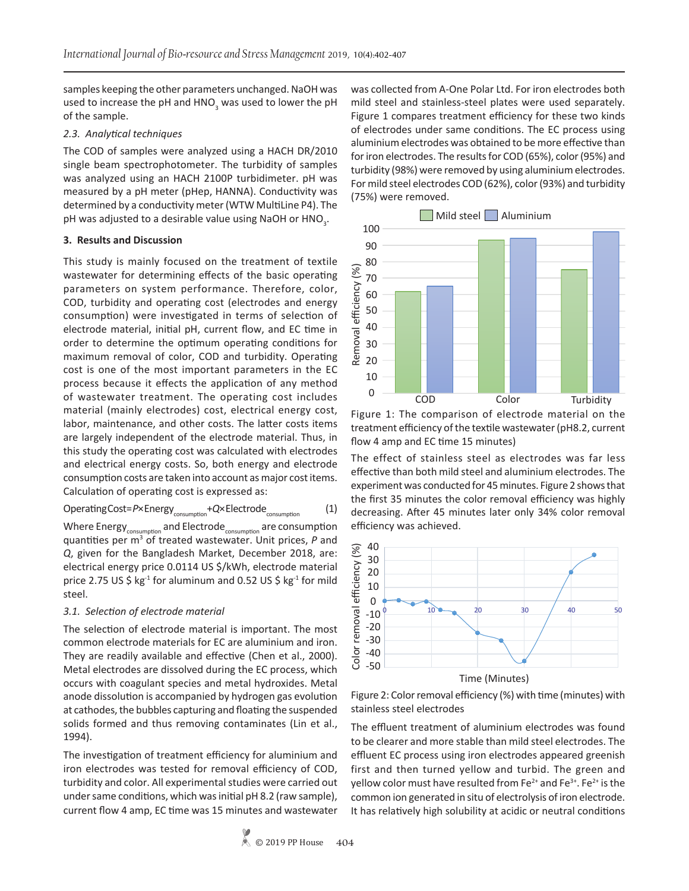samples keeping the other parameters unchanged. NaOH was used to increase the pH and $HNO_3$ was used to lower the pH of the sample.

### *2.3. Analytical techniques*

The COD of samples were analyzed using a HACH DR/2010 single beam spectrophotometer. The turbidity of samples was analyzed using an HACH 2100P turbidimeter. pH was measured by a pH meter (pHep, HANNA). Conductivity was determined by a conductivity meter (WTW MultiLine P4). The pH was adjusted to a desirable value using NaOH or $HNO_3$.

## 3. Results and Discussion

This study is mainly focused on the treatment of textile wastewater for determining effects of the basic operating parameters on system performance. Therefore, color, COD, turbidity and operating cost (electrodes and energy consumption) were investigated in terms of selection of electrode material, initial pH, current flow, and EC time in order to determine the optimum operating conditions for maximum removal of color, COD and turbidity. Operating cost is one of the most important parameters in the EC process because it effects the application of any method of wastewater treatment. The operating cost includes material (mainly electrodes) cost, electrical energy cost, labor, maintenance, and other costs. The latter costs items are largely independent of the electrode material. Thus, in this study the operating cost was calculated with electrodes and electrical energy costs. So, both energy and electrode consumption costs are taken into account as major cost items. Calculation of operating cost is expressed as:

$$\text{Operating Cost} = P \times \text{Energy}_{\text{consumption}} + Q \times \text{Electrode}_{\text{consumption}} \quad (1)$$

Where $\text{Energy}_{\text{consumption}}$ and $\text{Electrode}_{\text{consumption}}$ are consumption quantities per $m^3$ of treated wastewater. Unit prices, $P$ and $Q$, given for the Bangladesh Market, December 2018, are: electrical energy price 0.0114 US \$/kWh, electrode material price 2.75 US \$ $kg^{-1}$ for aluminum and 0.52 US \$ $kg^{-1}$ for mild steel.

### *3.1. Selection of electrode material*

The selection of electrode material is important. The most common electrode materials for EC are aluminium and iron. They are readily available and effective (Chen et al., 2000). Metal electrodes are dissolved during the EC process, which occurs with coagulant species and metal hydroxides. Metal anode dissolution is accompanied by hydrogen gas evolution at cathodes, the bubbles capturing and floating the suspended solids formed and thus removing contaminates (Lin et al., 1994).

The investigation of treatment efficiency for aluminium and iron electrodes was tested for removal efficiency of COD, turbidity and color. All experimental studies were carried out under same conditions, which was initial pH 8.2 (raw sample), current flow 4 amp, EC time was 15 minutes and wastewater was collected from A-One Polar Ltd. For iron electrodes both mild steel and stainless-steel plates were used separately. Figure 1 compares treatment efficiency for these two kinds of electrodes under same conditions. The EC process using aluminium electrodes was obtained to be more effective than for iron electrodes. The results for COD (65%), color (95%) and turbidity (98%) were removed by using aluminium electrodes. For mild steel electrodes COD (62%), color (93%) and turbidity (75%) were removed.

Figure 1: The comparison of electrode material on the treatment efficiency of the textile wastewater (pH8.2, current flow 4 amp and EC time 15 minutes)

The effect of stainless steel as electrodes was far less effective than both mild steel and aluminium electrodes. The experiment was conducted for 45 minutes. Figure 2 shows that the first 35 minutes the color removal efficiency was highly decreasing. After 45 minutes later only 34% color removal efficiency was achieved.

Figure 2: Color removal efficiency (%) with time (minutes) with stainless steel electrodes

The effluent treatment of aluminium electrodes was found to be clearer and more stable than mild steel electrodes. The effluent EC process using iron electrodes appeared greenish first and then turned yellow and turbid. The green and yellow color must have resulted from $Fe^{2+}$ and $Fe^{3+}$. $Fe^{2+}$ is the common ion generated in situ of electrolysis of iron electrode. It has relatively high solubility at acidic or neutral conditions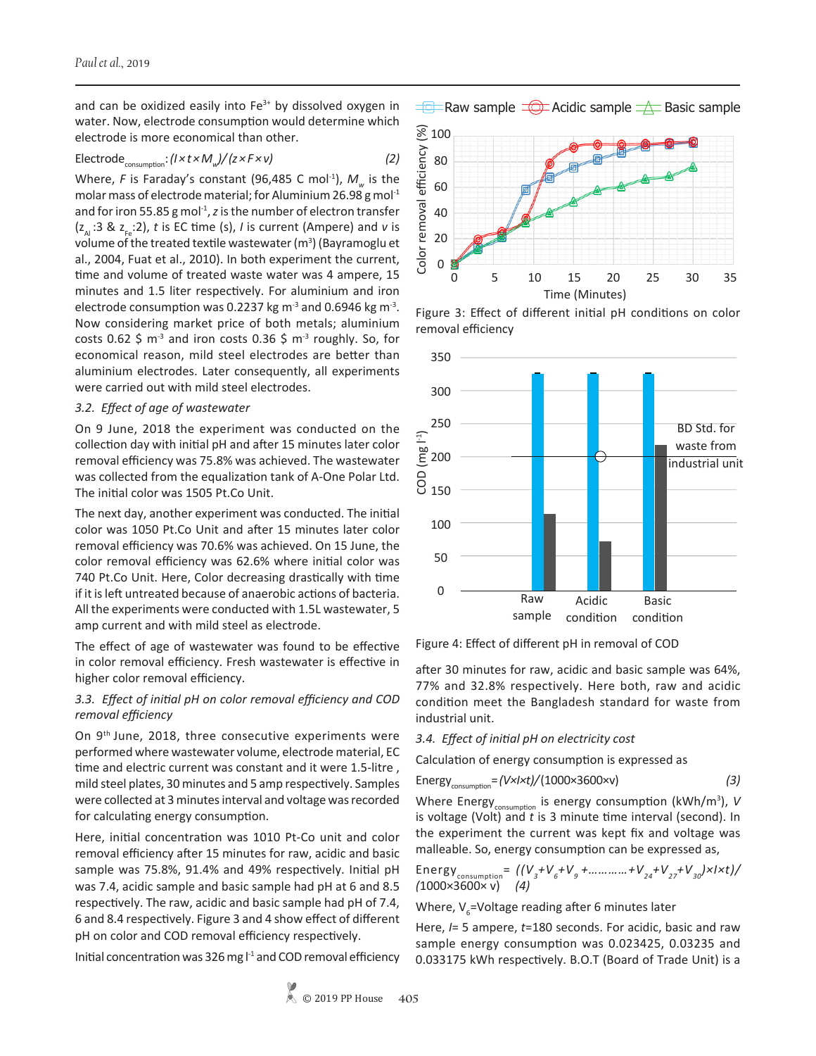and can be oxidized easily into $Fe^{3+}$ by dissolved oxygen in water. Now, electrode consumption would determine which electrode is more economical than other.

$$Electrode_{consumption}: (I \times t \times M_w)/(z \times F \times v) \qquad (2)$$

Where, $F$ is Faraday's constant (96,485 C mol$^{-1}$), $M_w$ is the molar mass of electrode material; for Aluminium 26.98 g mol$^{-1}$ and for iron 55.85 g mol$^{-1}$, $z$ is the number of electron transfer ($z_{Al}$ :3 & $z_{Fe}$:2), $t$ is EC time (s), $I$ is current (Ampere) and $v$ is volume of the treated textile wastewater (m$^3$) (Bayramoglu et al., 2004, Fuat et al., 2010). In both experiment the current, time and volume of treated waste water was 4 ampere, 15 minutes and 1.5 liter respectively. For aluminium and iron electrode consumption was 0.2237 kg m$^{-3}$ and 0.6946 kg m$^{-3}$. Now considering market price of both metals; aluminium costs 0.62 \$ m$^{-3}$ and iron costs 0.36 \$ m$^{-3}$ roughly. So, for economical reason, mild steel electrodes are better than aluminium electrodes. Later consequently, all experiments were carried out with mild steel electrodes.

### 3.2. *Effect of age of wastewater*

On 9 June, 2018 the experiment was conducted on the collection day with initial pH and after 15 minutes later color removal efficiency was 75.8% was achieved. The wastewater was collected from the equalization tank of A-One Polar Ltd. The initial color was 1505 Pt.Co Unit.

The next day, another experiment was conducted. The initial color was 1050 Pt.Co Unit and after 15 minutes later color removal efficiency was 70.6% was achieved. On 15 June, the color removal efficiency was 62.6% where initial color was 740 Pt.Co Unit. Here, Color decreasing drastically with time if it is left untreated because of anaerobic actions of bacteria. All the experiments were conducted with 1.5L wastewater, 5 amp current and with mild steel as electrode.

The effect of age of wastewater was found to be effective in color removal efficiency. Fresh wastewater is effective in higher color removal efficiency.

### 3.3. *Effect of initial pH on color removal efficiency and COD removal efficiency*

On 9th June, 2018, three consecutive experiments were performed where wastewater volume, electrode material, EC time and electric current was constant and it were 1.5-litre , mild steel plates, 30 minutes and 5 amp respectively. Samples were collected at 3 minutes interval and voltage was recorded for calculating energy consumption.

Here, initial concentration was 1010 Pt-Co unit and color removal efficiency after 15 minutes for raw, acidic and basic sample was 75.8%, 91.4% and 49% respectively. Initial pH was 7.4, acidic sample and basic sample had pH at 6 and 8.5 respectively. The raw, acidic and basic sample had pH of 7.4, 6 and 8.4 respectively. Figure 3 and 4 show effect of different pH on color and COD removal efficiency respectively.

Initial concentration was 326 mg l$^{-1}$ and COD removal efficiency after 30 minutes for raw, acidic and basic sample was 64%, 77% and 32.8% respectively. Here both, raw and acidic condition meet the Bangladesh standard for waste from industrial unit.

Figure 3: Effect of different initial pH conditions on color removal efficiency

Figure 4: Effect of different pH in removal of COD

### 3.4. *Effect of initial pH on electricity cost*

Calculation of energy consumption is expressed as

$$Energy_{consumption} = (V \times I \times t)/(1000 \times 3600 \times v) \qquad (3)$$

Where $Energy_{consumption}$ is energy consumption (kWh/m$^3$), $V$ is voltage (Volt) and $t$ is 3 minute time interval (second). In the experiment the current was kept fix and voltage was malleable. So, energy consumption can be expressed as,

$$Energy_{consumption} = ((V_3+V_6+V_9+\ldots\ldots\ldots+V_{24}+V_{27}+V_{30}) \times I \times t)/(1000 \times 3600 \times v) \qquad (4)$$

Where, $V_6$=Voltage reading after 6 minutes later

Here, $I$= 5 ampere, $t$=180 seconds. For acidic, basic and raw sample energy consumption was 0.023425, 0.03235 and 0.033175 kWh respectively. B.O.T (Board of Trade Unit) is a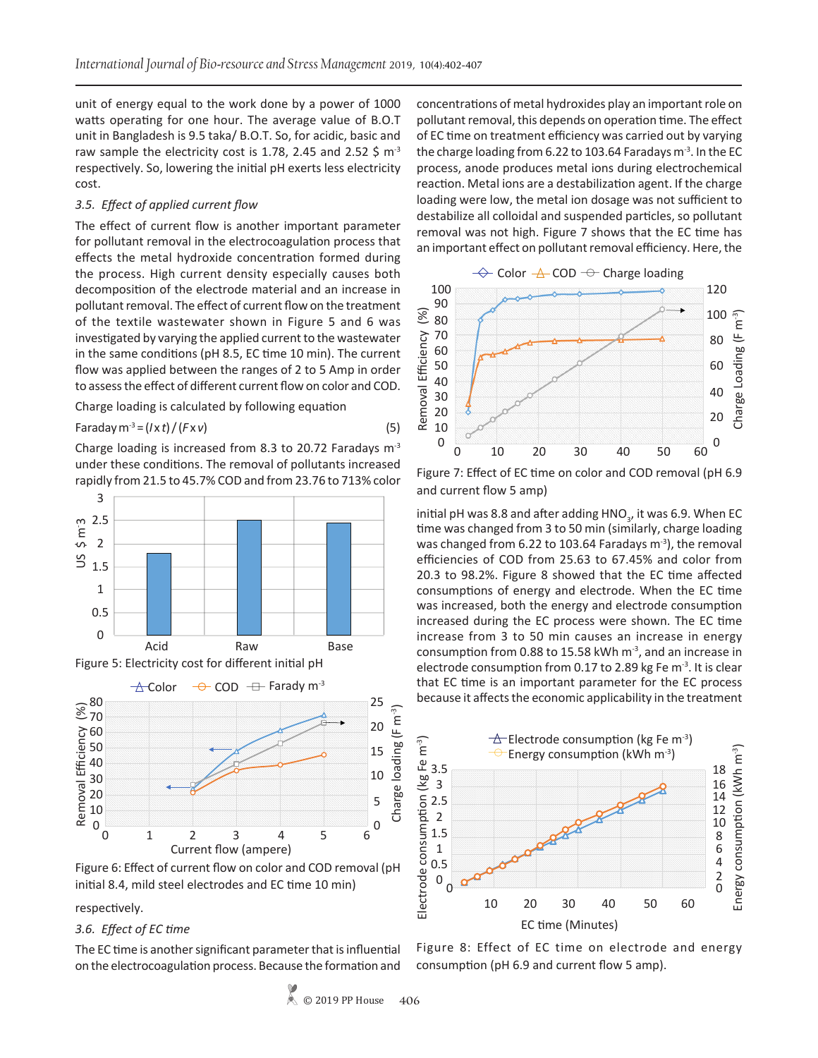unit of energy equal to the work done by a power of 1000 watts operating for one hour. The average value of B.O.T unit in Bangladesh is 9.5 taka/ B.O.T. So, for acidic, basic and raw sample the electricity cost is 1.78, 2.45 and 2.52 \$ $m^{-3}$ respectively. So, lowering the initial pH exerts less electricity cost.

### *3.5. Effect of applied current flow*

The effect of current flow is another important parameter for pollutant removal in the electrocoagulation process that effects the metal hydroxide concentration formed during the process. High current density especially causes both decomposition of the electrode material and an increase in pollutant removal. The effect of current flow on the treatment of the textile wastewater shown in Figure 5 and 6 was investigated by varying the applied current to the wastewater in the same conditions (pH 8.5, EC time 10 min). The current flow was applied between the ranges of 2 to 5 Amp in order to assess the effect of different current flow on color and COD.

Charge loading is calculated by following equation

$$\text{Faraday m}^{-3} = (I \times t) / (F \times v) \qquad (5)$$

Charge loading is increased from 8.3 to 20.72 Faradays $m^{-3}$ under these conditions. The removal of pollutants increased rapidly from 21.5 to 45.7% COD and from 23.76 to 713% color respectively.

Figure 5: Electricity cost for different initial pH

Figure 6: Effect of current flow on color and COD removal (pH initial 8.4, mild steel electrodes and EC time 10 min)

### *3.6. Effect of EC time*

The EC time is another significant parameter that is influential on the electrocoagulation process. Because the formation and concentrations of metal hydroxides play an important role on pollutant removal, this depends on operation time. The effect of EC time on treatment efficiency was carried out by varying the charge loading from 6.22 to 103.64 Faradays $m^{-3}$. In the EC process, anode produces metal ions during electrochemical reaction. Metal ions are a destabilization agent. If the charge loading were low, the metal ion dosage was not sufficient to destabilize all colloidal and suspended particles, so pollutant removal was not high. Figure 7 shows that the EC time has an important effect on pollutant removal efficiency. Here, the initial pH was 8.8 and after adding $HNO_3$, it was 6.9. When EC time was changed from 3 to 50 min (similarly, charge loading was changed from 6.22 to 103.64 Faradays $m^{-3}$), the removal efficiencies of COD from 25.63 to 67.45% and color from 20.3 to 98.2%. Figure 8 showed that the EC time affected consumptions of energy and electrode. When the EC time was increased, both the energy and electrode consumption increased during the EC process were shown. The EC time increase from 3 to 50 min causes an increase in energy consumption from 0.88 to 15.58 kWh $m^{-3}$, and an increase in electrode consumption from 0.17 to 2.89 kg Fe $m^{-3}$. It is clear that EC time is an important parameter for the EC process because it affects the economic applicability in the treatment

Figure 7: Effect of EC time on color and COD removal (pH 6.9 and current flow 5 amp)

Figure 8: Effect of EC time on electrode and energy consumption (pH 6.9 and current flow 5 amp).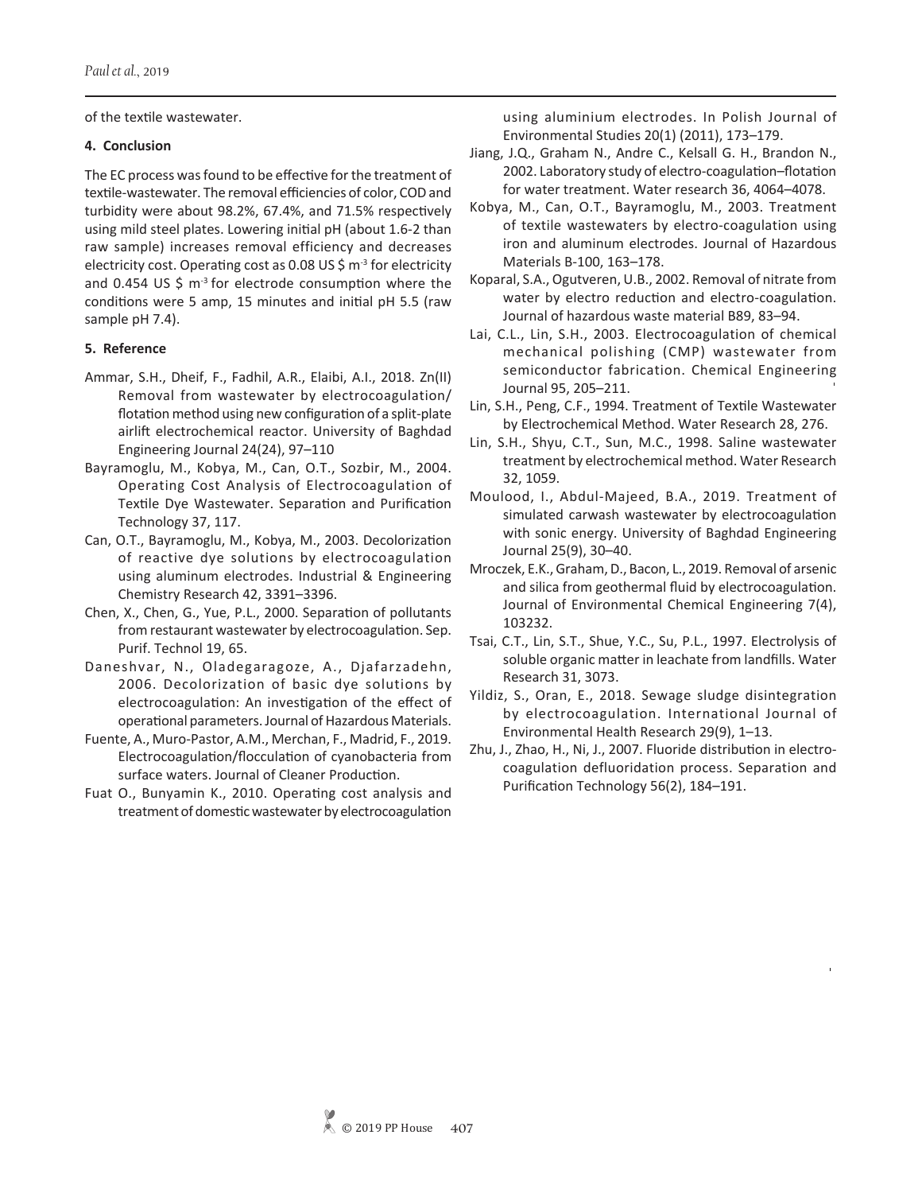of the textile wastewater.

## 4. Conclusion

The EC process was found to be effective for the treatment of textile-wastewater. The removal efficiencies of color, COD and turbidity were about 98.2%, 67.4%, and 71.5% respectively using mild steel plates. Lowering initial pH (about 1.6-2 than raw sample) increases removal efficiency and decreases electricity cost. Operating cost as 0.08 US \$ $m^{-3}$ for electricity and 0.454 US \$ $m^{-3}$ for electrode consumption where the conditions were 5 amp, 15 minutes and initial pH 5.5 (raw sample pH 7.4).

## 5. Reference

Ammar, S.H., Dheif, F., Fadhil, A.R., Elaibi, A.I., 2018. Zn(II) Removal from wastewater by electrocoagulation/flotation method using new configuration of a split-plate airlift electrochemical reactor. University of Baghdad Engineering Journal 24(24), 97–110

Bayramoglu, M., Kobya, M., Can, O.T., Sozbir, M., 2004. Operating Cost Analysis of Electrocoagulation of Textile Dye Wastewater. Separation and Purification Technology 37, 117.

Can, O.T., Bayramoglu, M., Kobya, M., 2003. Decolorization of reactive dye solutions by electrocoagulation using aluminum electrodes. Industrial & Engineering Chemistry Research 42, 3391–3396.

Chen, X., Chen, G., Yue, P.L., 2000. Separation of pollutants from restaurant wastewater by electrocoagulation. Sep. Purif. Technol 19, 65.

Daneshvar, N., Oladegaragoze, A., Djafarzadehn, 2006. Decolorization of basic dye solutions by electrocoagulation: An investigation of the effect of operational parameters. Journal of Hazardous Materials.

Fuente, A., Muro-Pastor, A.M., Merchan, F., Madrid, F., 2019. Electrocoagulation/flocculation of cyanobacteria from surface waters. Journal of Cleaner Production.

Fuat O., Bunyamin K., 2010. Operating cost analysis and treatment of domestic wastewater by electrocoagulation using aluminium electrodes. In Polish Journal of Environmental Studies 20(1) (2011), 173–179.

Jiang, J.Q., Graham N., Andre C., Kelsall G. H., Brandon N., 2002. Laboratory study of electro-coagulation–flotation for water treatment. Water research 36, 4064–4078.

Kobya, M., Can, O.T., Bayramoglu, M., 2003. Treatment of textile wastewaters by electro-coagulation using iron and aluminum electrodes. Journal of Hazardous Materials B-100, 163–178.

Koparal, S.A., Ogutveren, U.B., 2002. Removal of nitrate from water by electro reduction and electro-coagulation. Journal of hazardous waste material B89, 83–94.

Lai, C.L., Lin, S.H., 2003. Electrocoagulation of chemical mechanical polishing (CMP) wastewater from semiconductor fabrication. Chemical Engineering Journal 95, 205–211.

Lin, S.H., Peng, C.F., 1994. Treatment of Textile Wastewater by Electrochemical Method. Water Research 28, 276.

Lin, S.H., Shyu, C.T., Sun, M.C., 1998. Saline wastewater treatment by electrochemical method. Water Research 32, 1059.

Moulood, I., Abdul-Majeed, B.A., 2019. Treatment of simulated carwash wastewater by electrocoagulation with sonic energy. University of Baghdad Engineering Journal 25(9), 30–40.

Mroczek, E.K., Graham, D., Bacon, L., 2019. Removal of arsenic and silica from geothermal fluid by electrocoagulation. Journal of Environmental Chemical Engineering 7(4), 103232.

Tsai, C.T., Lin, S.T., Shue, Y.C., Su, P.L., 1997. Electrolysis of soluble organic matter in leachate from landfills. Water Research 31, 3073.

Yildiz, S., Oran, E., 2018. Sewage sludge disintegration by electrocoagulation. International Journal of Environmental Health Research 29(9), 1–13.

Zhu, J., Zhao, H., Ni, J., 2007. Fluoride distribution in electro-coagulation defluoridation process. Separation and Purification Technology 56(2), 184–191.